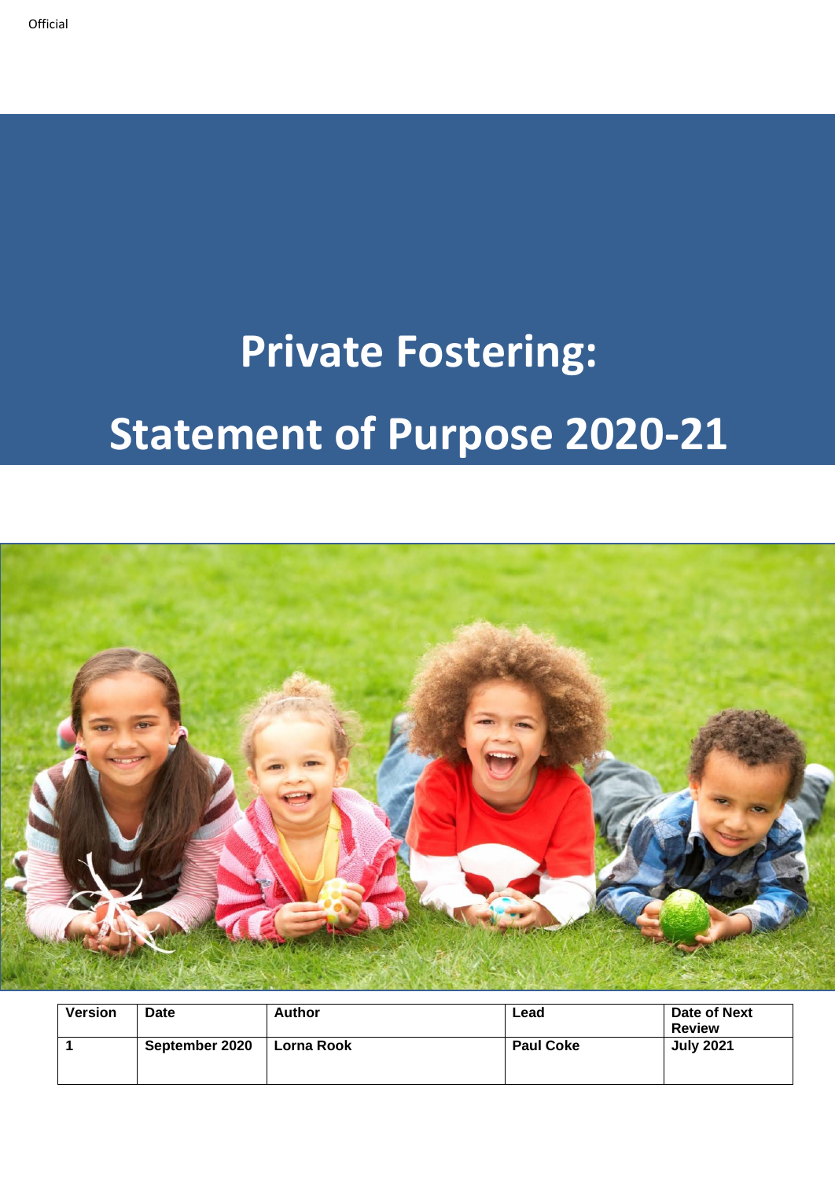Official

# Private Fostering:

# Statement of Purpose 2020-21

| Version | Date | Author | Lead | Date of Next Review |
|---|---|---|---|---|
| 1 | September 2020 | Lorna Rook | Paul Coke | July 2021 |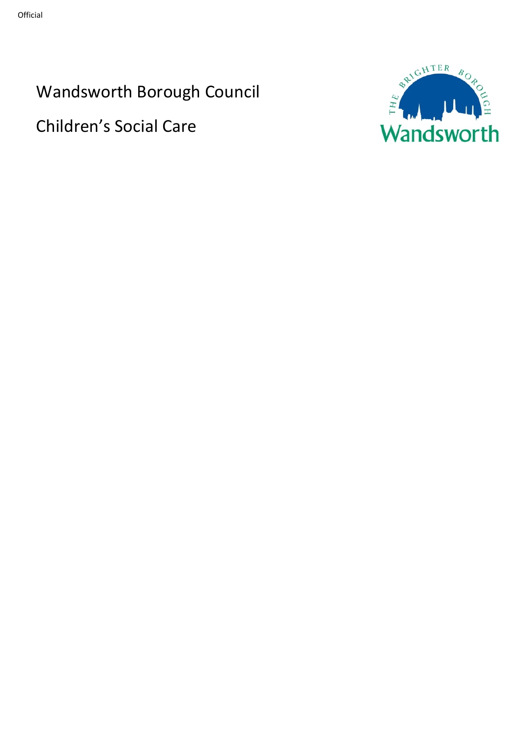Wandsworth Borough Council

Children's Social Care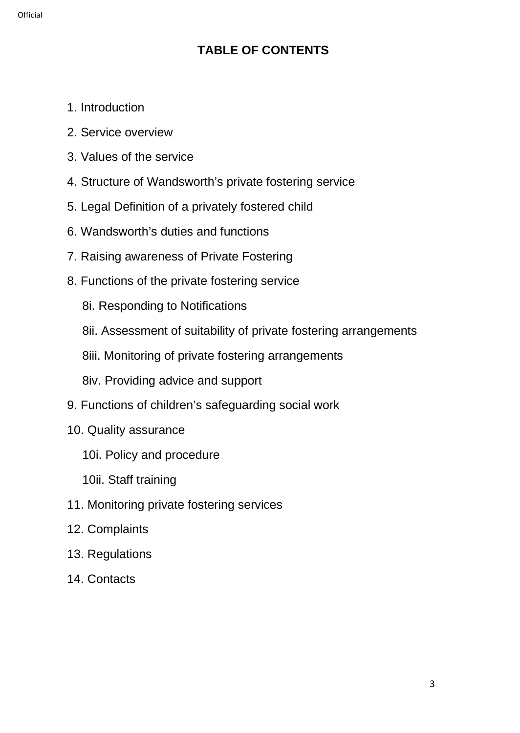# TABLE OF CONTENTS

1. Introduction
2. Service overview
3. Values of the service
4. Structure of Wandsworth's private fostering service
5. Legal Definition of a privately fostered child
6. Wandsworth's duties and functions
7. Raising awareness of Private Fostering
8. Functions of the private fostering service
   - 8i. Responding to Notifications
   - 8ii. Assessment of suitability of private fostering arrangements
   - 8iii. Monitoring of private fostering arrangements
   - 8iv. Providing advice and support
9. Functions of children's safeguarding social work
10. Quality assurance
    - 10i. Policy and procedure
    - 10ii. Staff training
11. Monitoring private fostering services
12. Complaints
13. Regulations
14. Contacts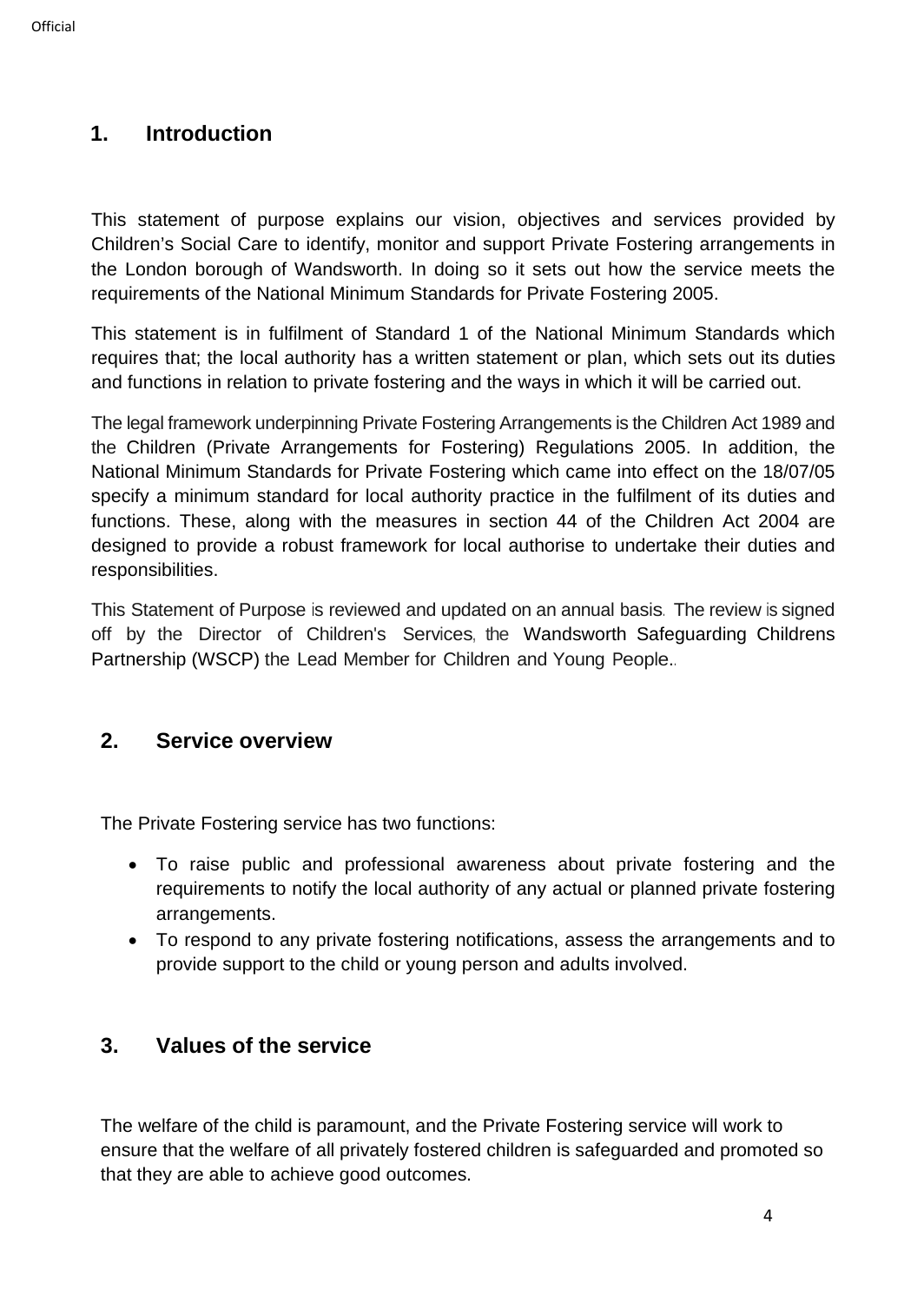## 1. Introduction

This statement of purpose explains our vision, objectives and services provided by Children's Social Care to identify, monitor and support Private Fostering arrangements in the London borough of Wandsworth. In doing so it sets out how the service meets the requirements of the National Minimum Standards for Private Fostering 2005.

This statement is in fulfilment of Standard 1 of the National Minimum Standards which requires that; the local authority has a written statement or plan, which sets out its duties and functions in relation to private fostering and the ways in which it will be carried out.

The legal framework underpinning Private Fostering Arrangements is the Children Act 1989 and the Children (Private Arrangements for Fostering) Regulations 2005. In addition, the National Minimum Standards for Private Fostering which came into effect on the 18/07/05 specify a minimum standard for local authority practice in the fulfilment of its duties and functions. These, along with the measures in section 44 of the Children Act 2004 are designed to provide a robust framework for local authorise to undertake their duties and responsibilities.

This Statement of Purpose is reviewed and updated on an annual basis. The review is signed off by the Director of Children's Services, the Wandsworth Safeguarding Childrens Partnership (WSCP) the Lead Member for Children and Young People..

## 2. Service overview

The Private Fostering service has two functions:

- To raise public and professional awareness about private fostering and the requirements to notify the local authority of any actual or planned private fostering arrangements.
- To respond to any private fostering notifications, assess the arrangements and to provide support to the child or young person and adults involved.

## 3. Values of the service

The welfare of the child is paramount, and the Private Fostering service will work to ensure that the welfare of all privately fostered children is safeguarded and promoted so that they are able to achieve good outcomes.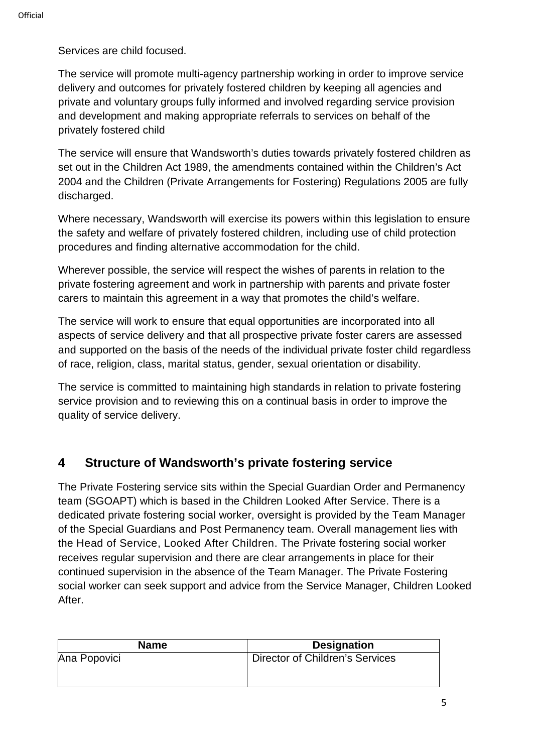Services are child focused.

The service will promote multi-agency partnership working in order to improve service delivery and outcomes for privately fostered children by keeping all agencies and private and voluntary groups fully informed and involved regarding service provision and development and making appropriate referrals to services on behalf of the privately fostered child

The service will ensure that Wandsworth's duties towards privately fostered children as set out in the Children Act 1989, the amendments contained within the Children's Act 2004 and the Children (Private Arrangements for Fostering) Regulations 2005 are fully discharged.

Where necessary, Wandsworth will exercise its powers within this legislation to ensure the safety and welfare of privately fostered children, including use of child protection procedures and finding alternative accommodation for the child.

Wherever possible, the service will respect the wishes of parents in relation to the private fostering agreement and work in partnership with parents and private foster carers to maintain this agreement in a way that promotes the child's welfare.

The service will work to ensure that equal opportunities are incorporated into all aspects of service delivery and that all prospective private foster carers are assessed and supported on the basis of the needs of the individual private foster child regardless of race, religion, class, marital status, gender, sexual orientation or disability.

The service is committed to maintaining high standards in relation to private fostering service provision and to reviewing this on a continual basis in order to improve the quality of service delivery.

## 4 Structure of Wandsworth's private fostering service

The Private Fostering service sits within the Special Guardian Order and Permanency team (SGOAPT) which is based in the Children Looked After Service. There is a dedicated private fostering social worker, oversight is provided by the Team Manager of the Special Guardians and Post Permanency team. Overall management lies with the Head of Service, Looked After Children. The Private fostering social worker receives regular supervision and there are clear arrangements in place for their continued supervision in the absence of the Team Manager. The Private Fostering social worker can seek support and advice from the Service Manager, Children Looked After.

| Name | Designation |
|---|---|
| Ana Popovici | Director of Children's Services |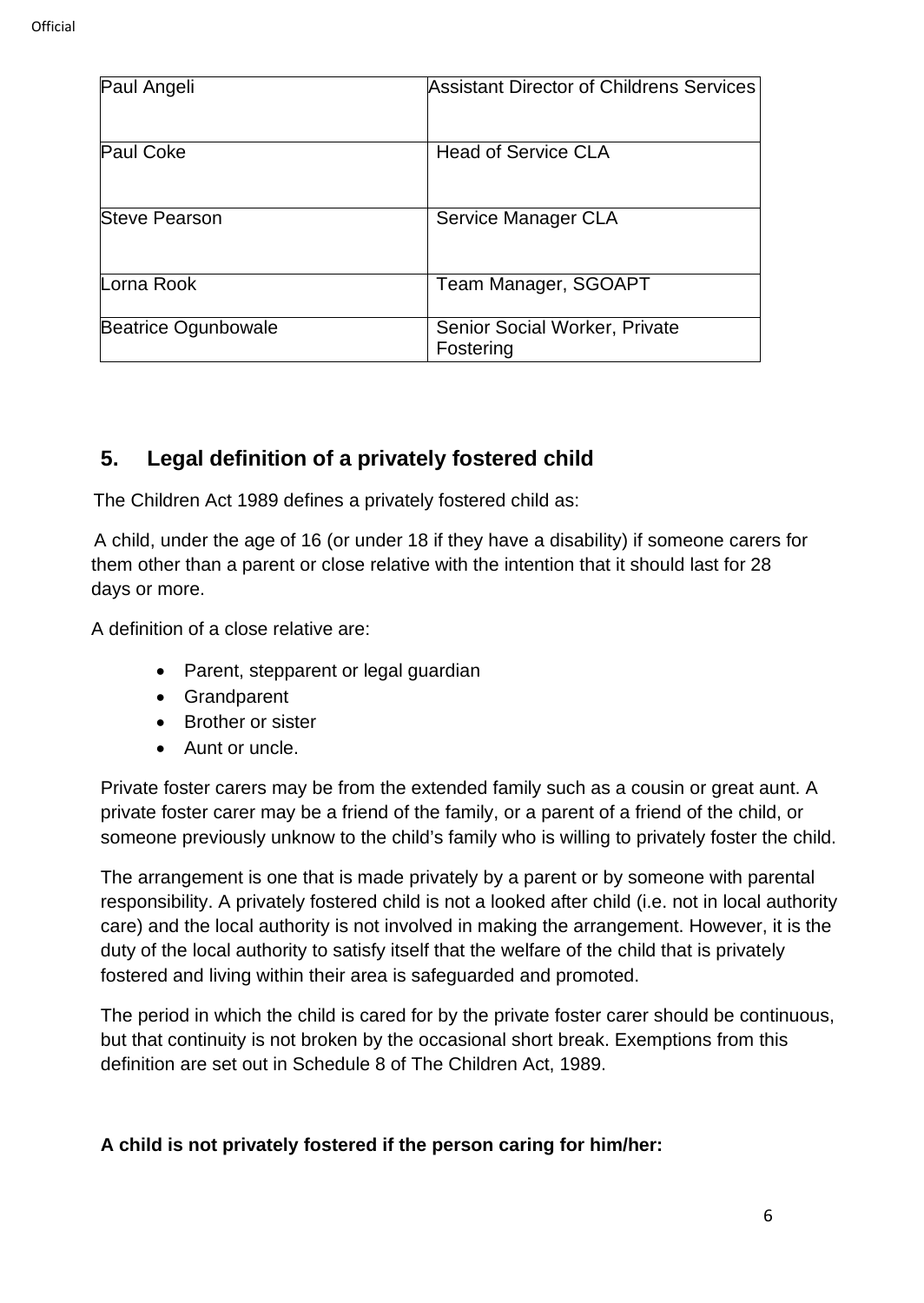| Paul Angeli | Assistant Director of Childrens Services |
|---|---|
| Paul Coke | Head of Service CLA |
| Steve Pearson | Service Manager CLA |
| Lorna Rook | Team Manager, SGOAPT |
| Beatrice Ogunbowale | Senior Social Worker, Private Fostering |

## 5. Legal definition of a privately fostered child

The Children Act 1989 defines a privately fostered child as:

A child, under the age of 16 (or under 18 if they have a disability) if someone carers for them other than a parent or close relative with the intention that it should last for 28 days or more.

A definition of a close relative are:

- Parent, stepparent or legal guardian
- Grandparent
- Brother or sister
- Aunt or uncle.

Private foster carers may be from the extended family such as a cousin or great aunt. A private foster carer may be a friend of the family, or a parent of a friend of the child, or someone previously unknow to the child's family who is willing to privately foster the child.

The arrangement is one that is made privately by a parent or by someone with parental responsibility. A privately fostered child is not a looked after child (i.e. not in local authority care) and the local authority is not involved in making the arrangement. However, it is the duty of the local authority to satisfy itself that the welfare of the child that is privately fostered and living within their area is safeguarded and promoted.

The period in which the child is cared for by the private foster carer should be continuous, but that continuity is not broken by the occasional short break. Exemptions from this definition are set out in Schedule 8 of The Children Act, 1989.

**A child is not privately fostered if the person caring for him/her:**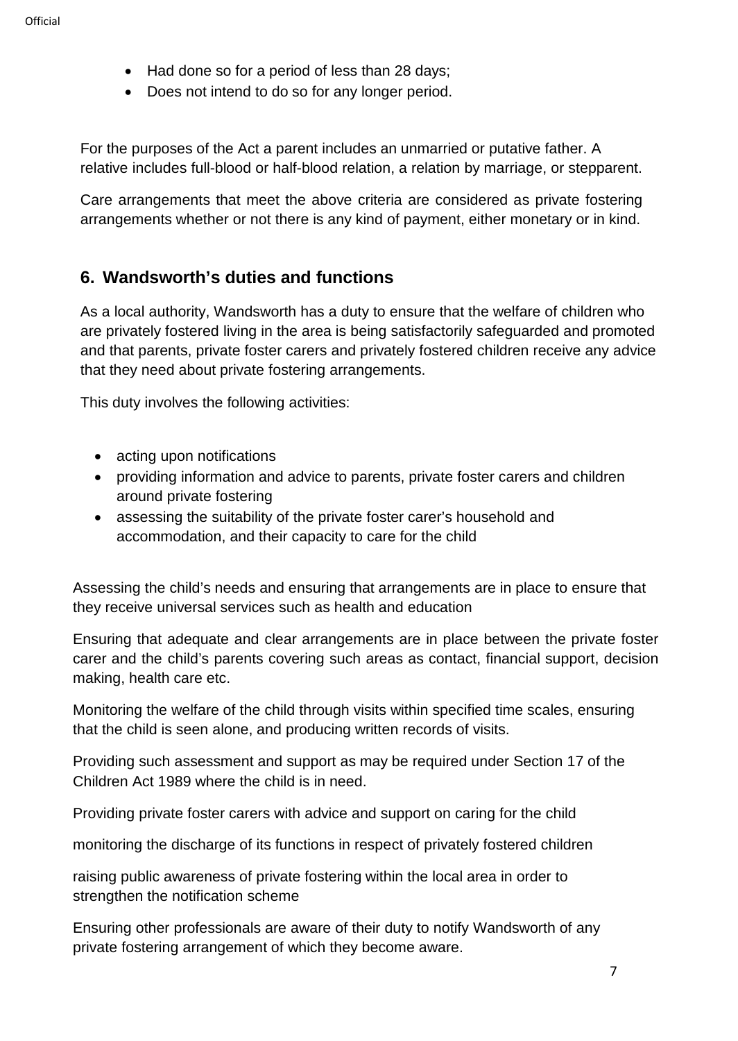- Had done so for a period of less than 28 days;
- Does not intend to do so for any longer period.

For the purposes of the Act a parent includes an unmarried or putative father. A relative includes full-blood or half-blood relation, a relation by marriage, or stepparent.

Care arrangements that meet the above criteria are considered as private fostering arrangements whether or not there is any kind of payment, either monetary or in kind.

## 6. Wandsworth's duties and functions

As a local authority, Wandsworth has a duty to ensure that the welfare of children who are privately fostered living in the area is being satisfactorily safeguarded and promoted and that parents, private foster carers and privately fostered children receive any advice that they need about private fostering arrangements.

This duty involves the following activities:

- acting upon notifications
- providing information and advice to parents, private foster carers and children around private fostering
- assessing the suitability of the private foster carer's household and accommodation, and their capacity to care for the child

Assessing the child's needs and ensuring that arrangements are in place to ensure that they receive universal services such as health and education

Ensuring that adequate and clear arrangements are in place between the private foster carer and the child's parents covering such areas as contact, financial support, decision making, health care etc.

Monitoring the welfare of the child through visits within specified time scales, ensuring that the child is seen alone, and producing written records of visits.

Providing such assessment and support as may be required under Section 17 of the Children Act 1989 where the child is in need.

Providing private foster carers with advice and support on caring for the child

monitoring the discharge of its functions in respect of privately fostered children

raising public awareness of private fostering within the local area in order to strengthen the notification scheme

Ensuring other professionals are aware of their duty to notify Wandsworth of any private fostering arrangement of which they become aware.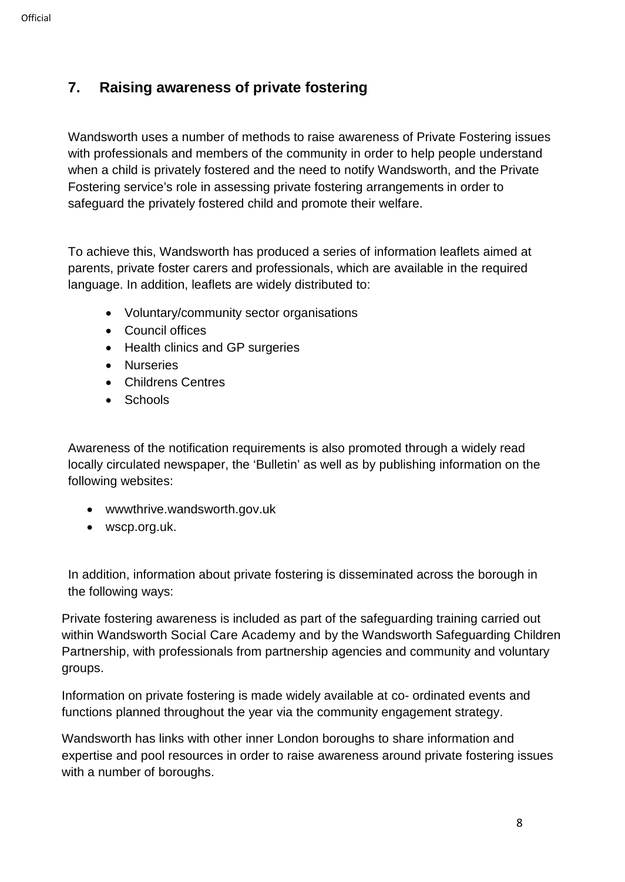## 7. Raising awareness of private fostering

Wandsworth uses a number of methods to raise awareness of Private Fostering issues with professionals and members of the community in order to help people understand when a child is privately fostered and the need to notify Wandsworth, and the Private Fostering service's role in assessing private fostering arrangements in order to safeguard the privately fostered child and promote their welfare.

To achieve this, Wandsworth has produced a series of information leaflets aimed at parents, private foster carers and professionals, which are available in the required language. In addition, leaflets are widely distributed to:

- Voluntary/community sector organisations
- Council offices
- Health clinics and GP surgeries
- Nurseries
- Childrens Centres
- Schools

Awareness of the notification requirements is also promoted through a widely read locally circulated newspaper, the 'Bulletin' as well as by publishing information on the following websites:

- wwwthrive.wandsworth.gov.uk
- wscp.org.uk.

In addition, information about private fostering is disseminated across the borough in the following ways:

Private fostering awareness is included as part of the safeguarding training carried out within Wandsworth Social Care Academy and by the Wandsworth Safeguarding Children Partnership, with professionals from partnership agencies and community and voluntary groups.

Information on private fostering is made widely available at co- ordinated events and functions planned throughout the year via the community engagement strategy.

Wandsworth has links with other inner London boroughs to share information and expertise and pool resources in order to raise awareness around private fostering issues with a number of boroughs.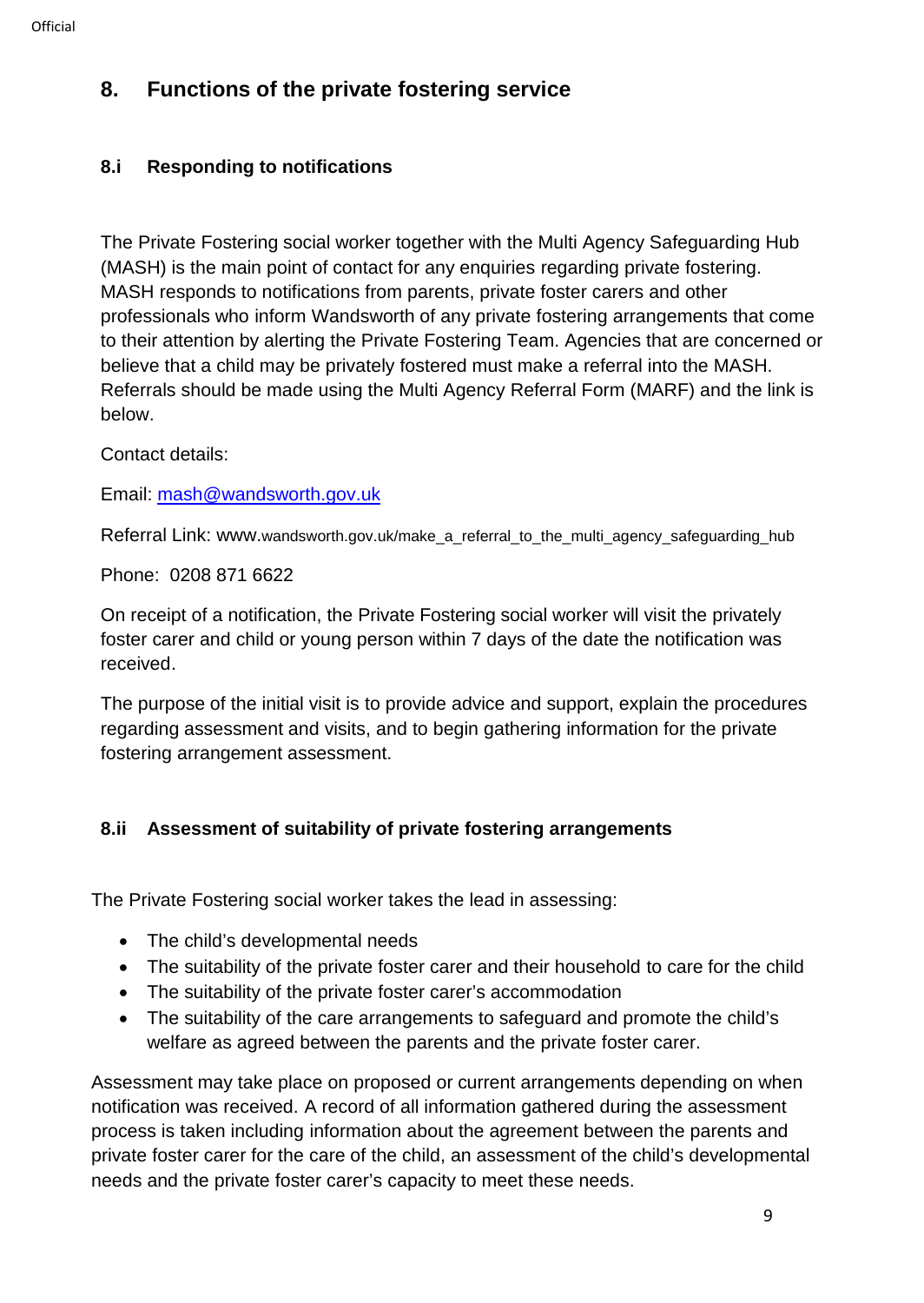## 8. Functions of the private fostering service

### 8.i Responding to notifications

The Private Fostering social worker together with the Multi Agency Safeguarding Hub (MASH) is the main point of contact for any enquiries regarding private fostering. MASH responds to notifications from parents, private foster carers and other professionals who inform Wandsworth of any private fostering arrangements that come to their attention by alerting the Private Fostering Team. Agencies that are concerned or believe that a child may be privately fostered must make a referral into the MASH. Referrals should be made using the Multi Agency Referral Form (MARF) and the link is below.

Contact details:

Email: mash@wandsworth.gov.uk

Referral Link: www.wandsworth.gov.uk/make_a_referral_to_the_multi_agency_safeguarding_hub

Phone: 0208 871 6622

On receipt of a notification, the Private Fostering social worker will visit the privately foster carer and child or young person within 7 days of the date the notification was received.

The purpose of the initial visit is to provide advice and support, explain the procedures regarding assessment and visits, and to begin gathering information for the private fostering arrangement assessment.

### 8.ii Assessment of suitability of private fostering arrangements

The Private Fostering social worker takes the lead in assessing:

- The child's developmental needs
- The suitability of the private foster carer and their household to care for the child
- The suitability of the private foster carer's accommodation
- The suitability of the care arrangements to safeguard and promote the child's welfare as agreed between the parents and the private foster carer.

Assessment may take place on proposed or current arrangements depending on when notification was received. A record of all information gathered during the assessment process is taken including information about the agreement between the parents and private foster carer for the care of the child, an assessment of the child's developmental needs and the private foster carer's capacity to meet these needs.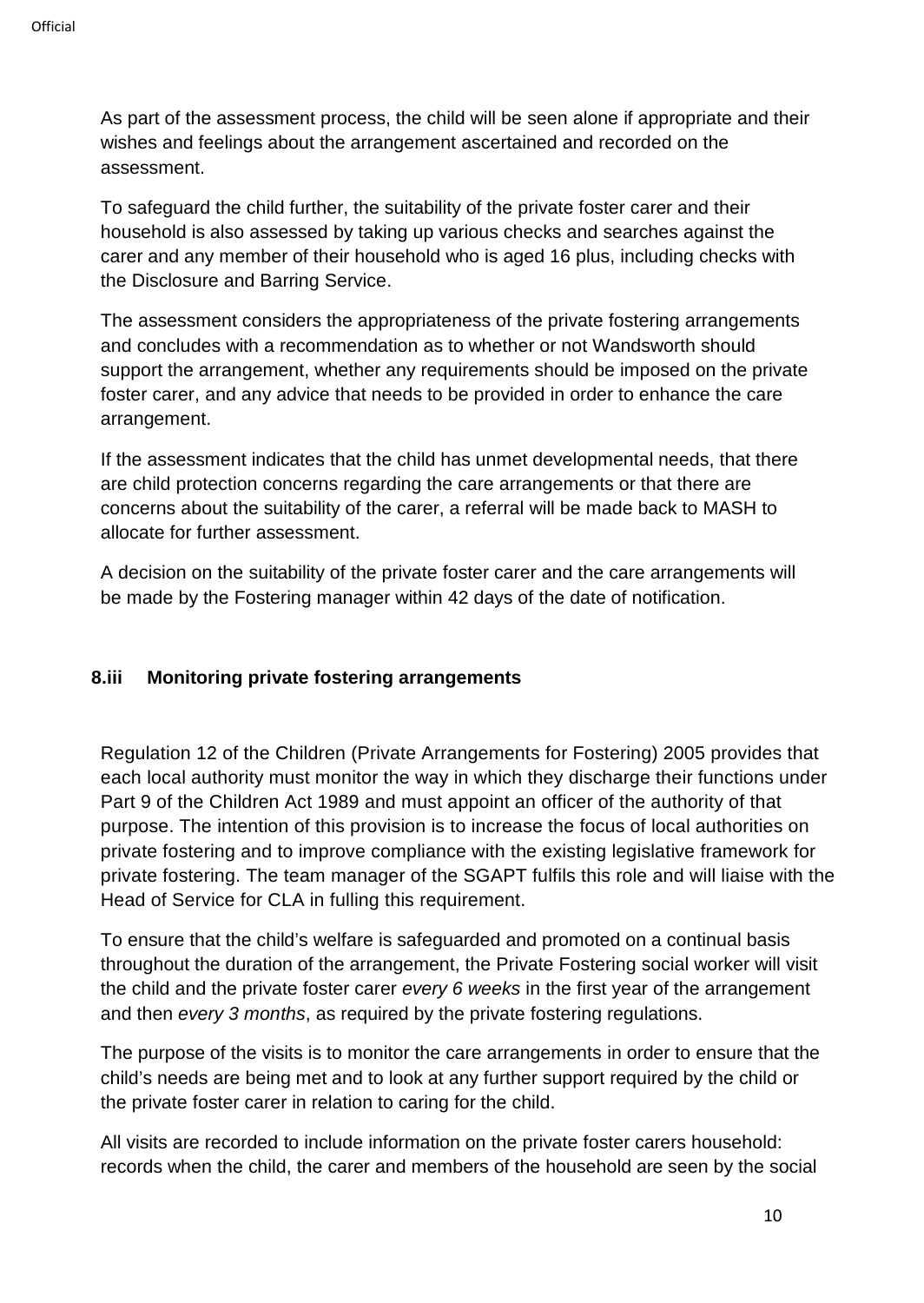As part of the assessment process, the child will be seen alone if appropriate and their wishes and feelings about the arrangement ascertained and recorded on the assessment.

To safeguard the child further, the suitability of the private foster carer and their household is also assessed by taking up various checks and searches against the carer and any member of their household who is aged 16 plus, including checks with the Disclosure and Barring Service.

The assessment considers the appropriateness of the private fostering arrangements and concludes with a recommendation as to whether or not Wandsworth should support the arrangement, whether any requirements should be imposed on the private foster carer, and any advice that needs to be provided in order to enhance the care arrangement.

If the assessment indicates that the child has unmet developmental needs, that there are child protection concerns regarding the care arrangements or that there are concerns about the suitability of the carer, a referral will be made back to MASH to allocate for further assessment.

A decision on the suitability of the private foster carer and the care arrangements will be made by the Fostering manager within 42 days of the date of notification.

### 8.iii Monitoring private fostering arrangements

Regulation 12 of the Children (Private Arrangements for Fostering) 2005 provides that each local authority must monitor the way in which they discharge their functions under Part 9 of the Children Act 1989 and must appoint an officer of the authority of that purpose. The intention of this provision is to increase the focus of local authorities on private fostering and to improve compliance with the existing legislative framework for private fostering. The team manager of the SGAPT fulfils this role and will liaise with the Head of Service for CLA in fulling this requirement.

To ensure that the child's welfare is safeguarded and promoted on a continual basis throughout the duration of the arrangement, the Private Fostering social worker will visit the child and the private foster carer *every 6 weeks* in the first year of the arrangement and then *every 3 months*, as required by the private fostering regulations.

The purpose of the visits is to monitor the care arrangements in order to ensure that the child's needs are being met and to look at any further support required by the child or the private foster carer in relation to caring for the child.

All visits are recorded to include information on the private foster carers household: records when the child, the carer and members of the household are seen by the social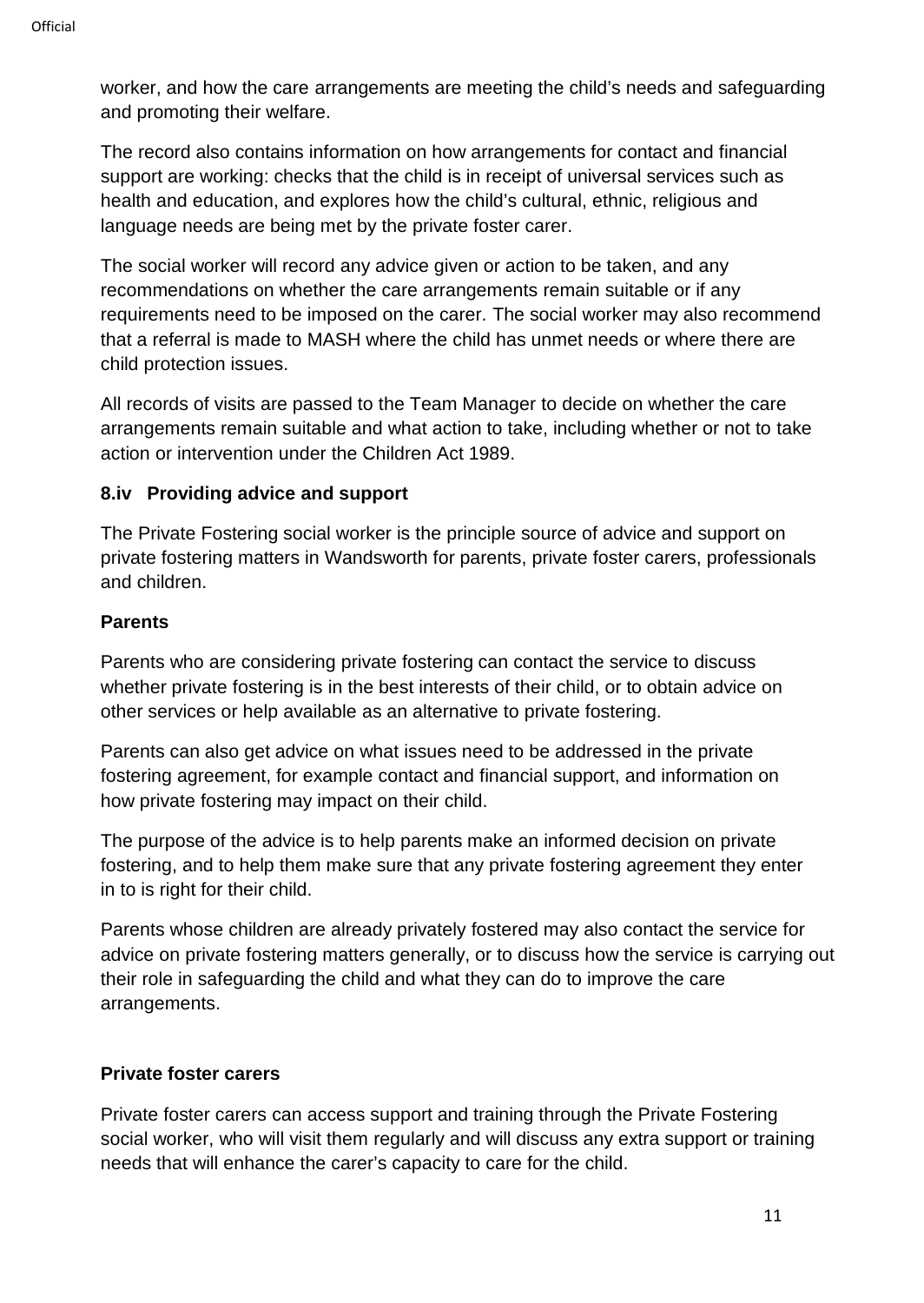worker, and how the care arrangements are meeting the child's needs and safeguarding and promoting their welfare.

The record also contains information on how arrangements for contact and financial support are working: checks that the child is in receipt of universal services such as health and education, and explores how the child's cultural, ethnic, religious and language needs are being met by the private foster carer.

The social worker will record any advice given or action to be taken, and any recommendations on whether the care arrangements remain suitable or if any requirements need to be imposed on the carer. The social worker may also recommend that a referral is made to MASH where the child has unmet needs or where there are child protection issues.

All records of visits are passed to the Team Manager to decide on whether the care arrangements remain suitable and what action to take, including whether or not to take action or intervention under the Children Act 1989.

### 8.iv Providing advice and support

The Private Fostering social worker is the principle source of advice and support on private fostering matters in Wandsworth for parents, private foster carers, professionals and children.

**Parents**

Parents who are considering private fostering can contact the service to discuss whether private fostering is in the best interests of their child, or to obtain advice on other services or help available as an alternative to private fostering.

Parents can also get advice on what issues need to be addressed in the private fostering agreement, for example contact and financial support, and information on how private fostering may impact on their child.

The purpose of the advice is to help parents make an informed decision on private fostering, and to help them make sure that any private fostering agreement they enter in to is right for their child.

Parents whose children are already privately fostered may also contact the service for advice on private fostering matters generally, or to discuss how the service is carrying out their role in safeguarding the child and what they can do to improve the care arrangements.

**Private foster carers**

Private foster carers can access support and training through the Private Fostering social worker, who will visit them regularly and will discuss any extra support or training needs that will enhance the carer's capacity to care for the child.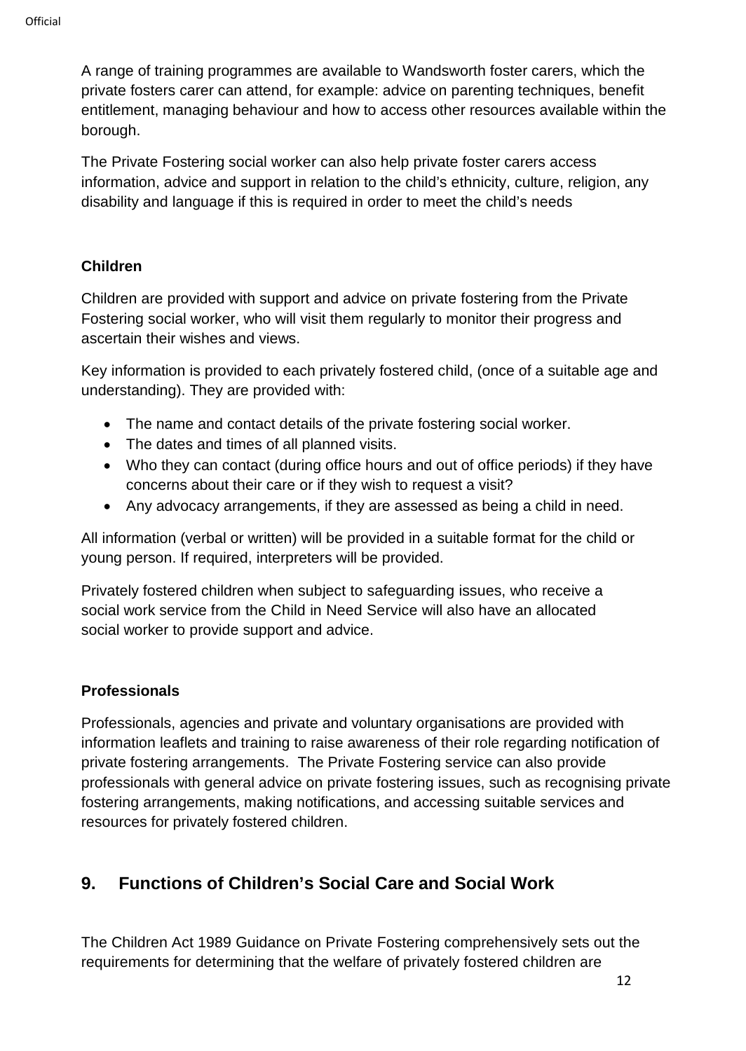A range of training programmes are available to Wandsworth foster carers, which the private fosters carer can attend, for example: advice on parenting techniques, benefit entitlement, managing behaviour and how to access other resources available within the borough.

The Private Fostering social worker can also help private foster carers access information, advice and support in relation to the child's ethnicity, culture, religion, any disability and language if this is required in order to meet the child's needs

### Children

Children are provided with support and advice on private fostering from the Private Fostering social worker, who will visit them regularly to monitor their progress and ascertain their wishes and views.

Key information is provided to each privately fostered child, (once of a suitable age and understanding). They are provided with:

- The name and contact details of the private fostering social worker.
- The dates and times of all planned visits.
- Who they can contact (during office hours and out of office periods) if they have concerns about their care or if they wish to request a visit?
- Any advocacy arrangements, if they are assessed as being a child in need.

All information (verbal or written) will be provided in a suitable format for the child or young person. If required, interpreters will be provided.

Privately fostered children when subject to safeguarding issues, who receive a social work service from the Child in Need Service will also have an allocated social worker to provide support and advice.

### Professionals

Professionals, agencies and private and voluntary organisations are provided with information leaflets and training to raise awareness of their role regarding notification of private fostering arrangements. The Private Fostering service can also provide professionals with general advice on private fostering issues, such as recognising private fostering arrangements, making notifications, and accessing suitable services and resources for privately fostered children.

## 9. Functions of Children's Social Care and Social Work

The Children Act 1989 Guidance on Private Fostering comprehensively sets out the requirements for determining that the welfare of privately fostered children are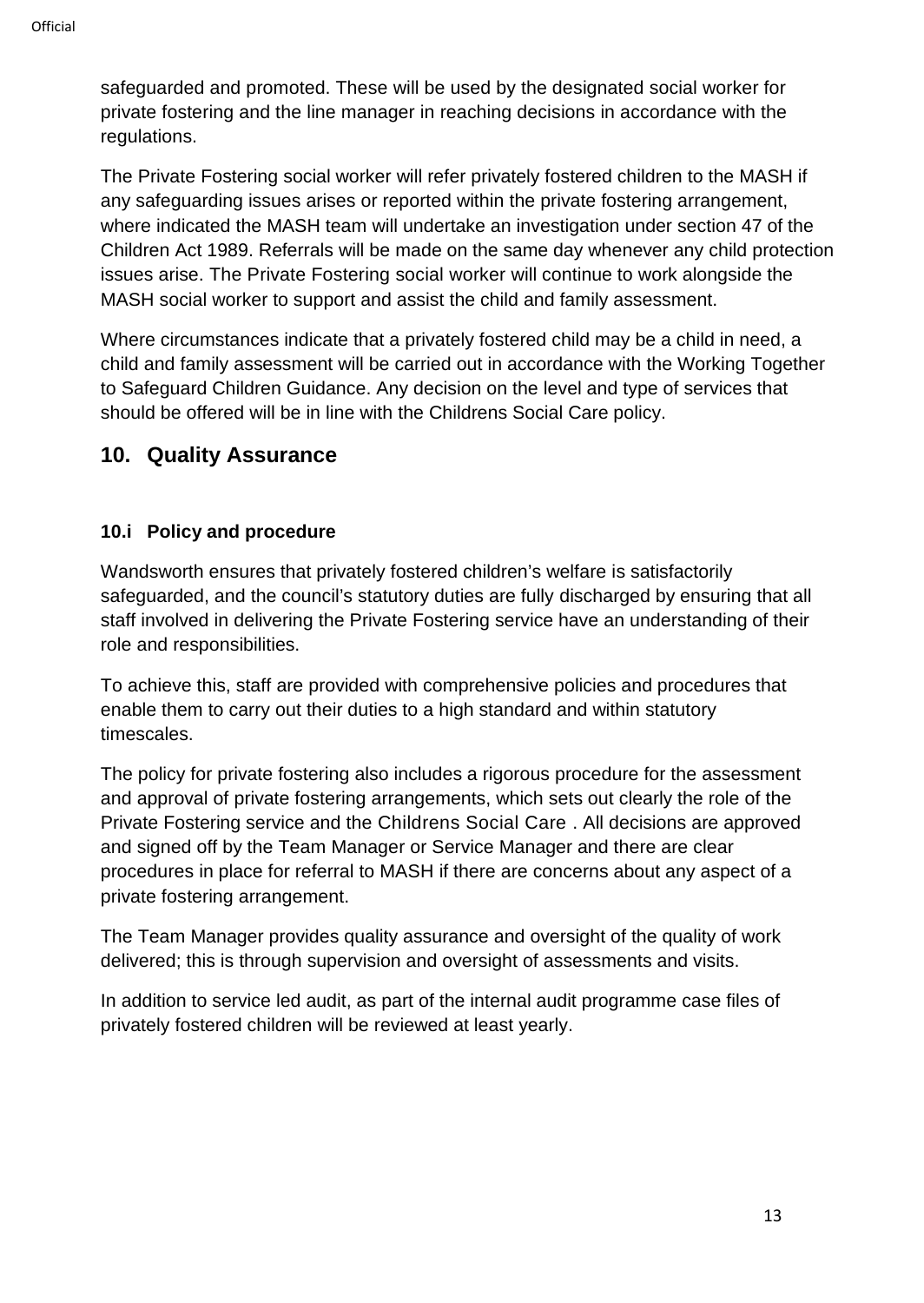safeguarded and promoted. These will be used by the designated social worker for private fostering and the line manager in reaching decisions in accordance with the regulations.

The Private Fostering social worker will refer privately fostered children to the MASH if any safeguarding issues arises or reported within the private fostering arrangement, where indicated the MASH team will undertake an investigation under section 47 of the Children Act 1989. Referrals will be made on the same day whenever any child protection issues arise. The Private Fostering social worker will continue to work alongside the MASH social worker to support and assist the child and family assessment.

Where circumstances indicate that a privately fostered child may be a child in need, a child and family assessment will be carried out in accordance with the Working Together to Safeguard Children Guidance. Any decision on the level and type of services that should be offered will be in line with the Childrens Social Care policy.

## 10. Quality Assurance

### 10.i Policy and procedure

Wandsworth ensures that privately fostered children's welfare is satisfactorily safeguarded, and the council's statutory duties are fully discharged by ensuring that all staff involved in delivering the Private Fostering service have an understanding of their role and responsibilities.

To achieve this, staff are provided with comprehensive policies and procedures that enable them to carry out their duties to a high standard and within statutory timescales.

The policy for private fostering also includes a rigorous procedure for the assessment and approval of private fostering arrangements, which sets out clearly the role of the Private Fostering service and the Childrens Social Care . All decisions are approved and signed off by the Team Manager or Service Manager and there are clear procedures in place for referral to MASH if there are concerns about any aspect of a private fostering arrangement.

The Team Manager provides quality assurance and oversight of the quality of work delivered; this is through supervision and oversight of assessments and visits.

In addition to service led audit, as part of the internal audit programme case files of privately fostered children will be reviewed at least yearly.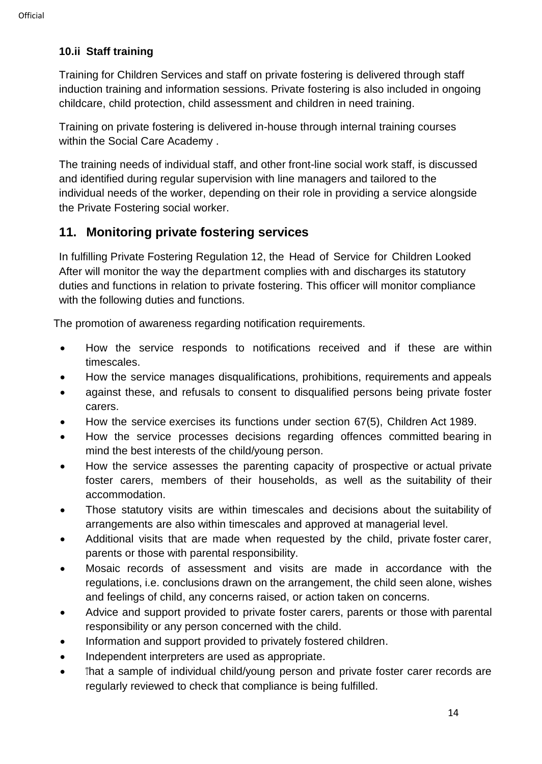### 10.ii Staff training

Training for Children Services and staff on private fostering is delivered through staff induction training and information sessions. Private fostering is also included in ongoing childcare, child protection, child assessment and children in need training.

Training on private fostering is delivered in-house through internal training courses within the Social Care Academy .

The training needs of individual staff, and other front-line social work staff, is discussed and identified during regular supervision with line managers and tailored to the individual needs of the worker, depending on their role in providing a service alongside the Private Fostering social worker.

## 11. Monitoring private fostering services

In fulfilling Private Fostering Regulation 12, the Head of Service for Children Looked After will monitor the way the department complies with and discharges its statutory duties and functions in relation to private fostering. This officer will monitor compliance with the following duties and functions.

The promotion of awareness regarding notification requirements.

- How the service responds to notifications received and if these are within timescales.
- How the service manages disqualifications, prohibitions, requirements and appeals
- against these, and refusals to consent to disqualified persons being private foster carers.
- How the service exercises its functions under section 67(5), Children Act 1989.
- How the service processes decisions regarding offences committed bearing in mind the best interests of the child/young person.
- How the service assesses the parenting capacity of prospective or actual private foster carers, members of their households, as well as the suitability of their accommodation.
- Those statutory visits are within timescales and decisions about the suitability of arrangements are also within timescales and approved at managerial level.
- Additional visits that are made when requested by the child, private foster carer, parents or those with parental responsibility.
- Mosaic records of assessment and visits are made in accordance with the regulations, i.e. conclusions drawn on the arrangement, the child seen alone, wishes and feelings of child, any concerns raised, or action taken on concerns.
- Advice and support provided to private foster carers, parents or those with parental responsibility or any person concerned with the child.
- Information and support provided to privately fostered children.
- Independent interpreters are used as appropriate.
- That a sample of individual child/young person and private foster carer records are regularly reviewed to check that compliance is being fulfilled.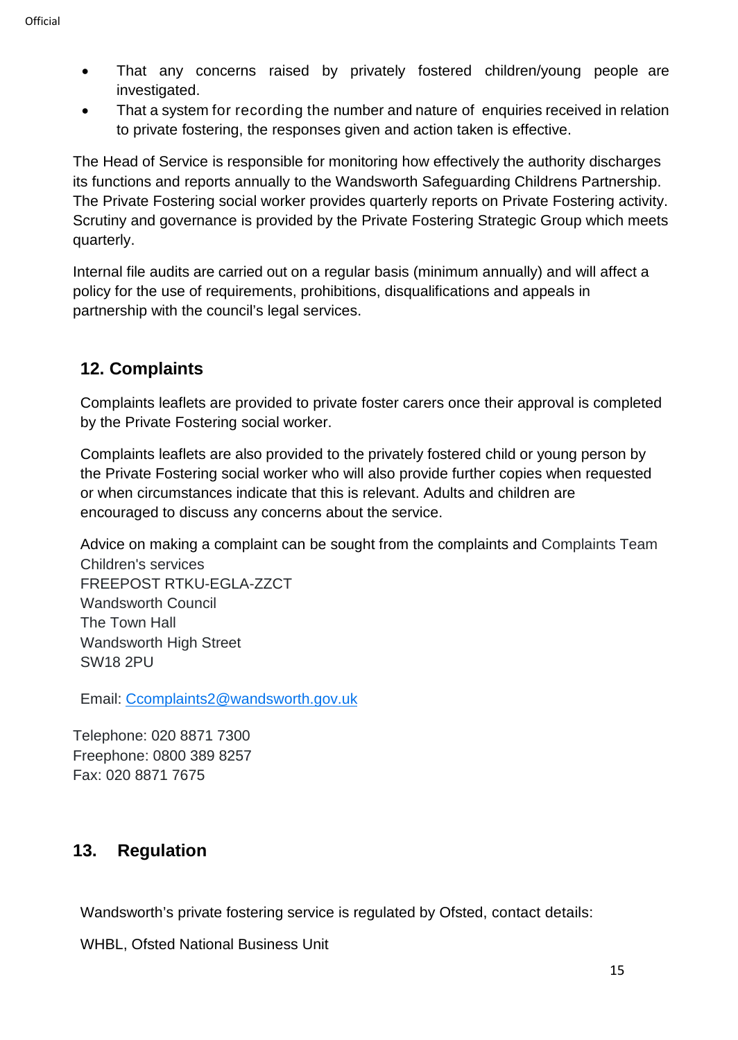- That any concerns raised by privately fostered children/young people are investigated.
- That a system for recording the number and nature of enquiries received in relation to private fostering, the responses given and action taken is effective.

The Head of Service is responsible for monitoring how effectively the authority discharges its functions and reports annually to the Wandsworth Safeguarding Childrens Partnership. The Private Fostering social worker provides quarterly reports on Private Fostering activity. Scrutiny and governance is provided by the Private Fostering Strategic Group which meets quarterly.

Internal file audits are carried out on a regular basis (minimum annually) and will affect a policy for the use of requirements, prohibitions, disqualifications and appeals in partnership with the council's legal services.

## 12. Complaints

Complaints leaflets are provided to private foster carers once their approval is completed by the Private Fostering social worker.

Complaints leaflets are also provided to the privately fostered child or young person by the Private Fostering social worker who will also provide further copies when requested or when circumstances indicate that this is relevant. Adults and children are encouraged to discuss any concerns about the service.

Advice on making a complaint can be sought from the complaints and Complaints Team
Children's services
FREEPOST RTKU-EGLA-ZZCT
Wandsworth Council
The Town Hall
Wandsworth High Street
SW18 2PU

Email: Ccomplaints2@wandsworth.gov.uk

Telephone: 020 8871 7300
Freephone: 0800 389 8257
Fax: 020 8871 7675

## 13. Regulation

Wandsworth's private fostering service is regulated by Ofsted, contact details:

WHBL, Ofsted National Business Unit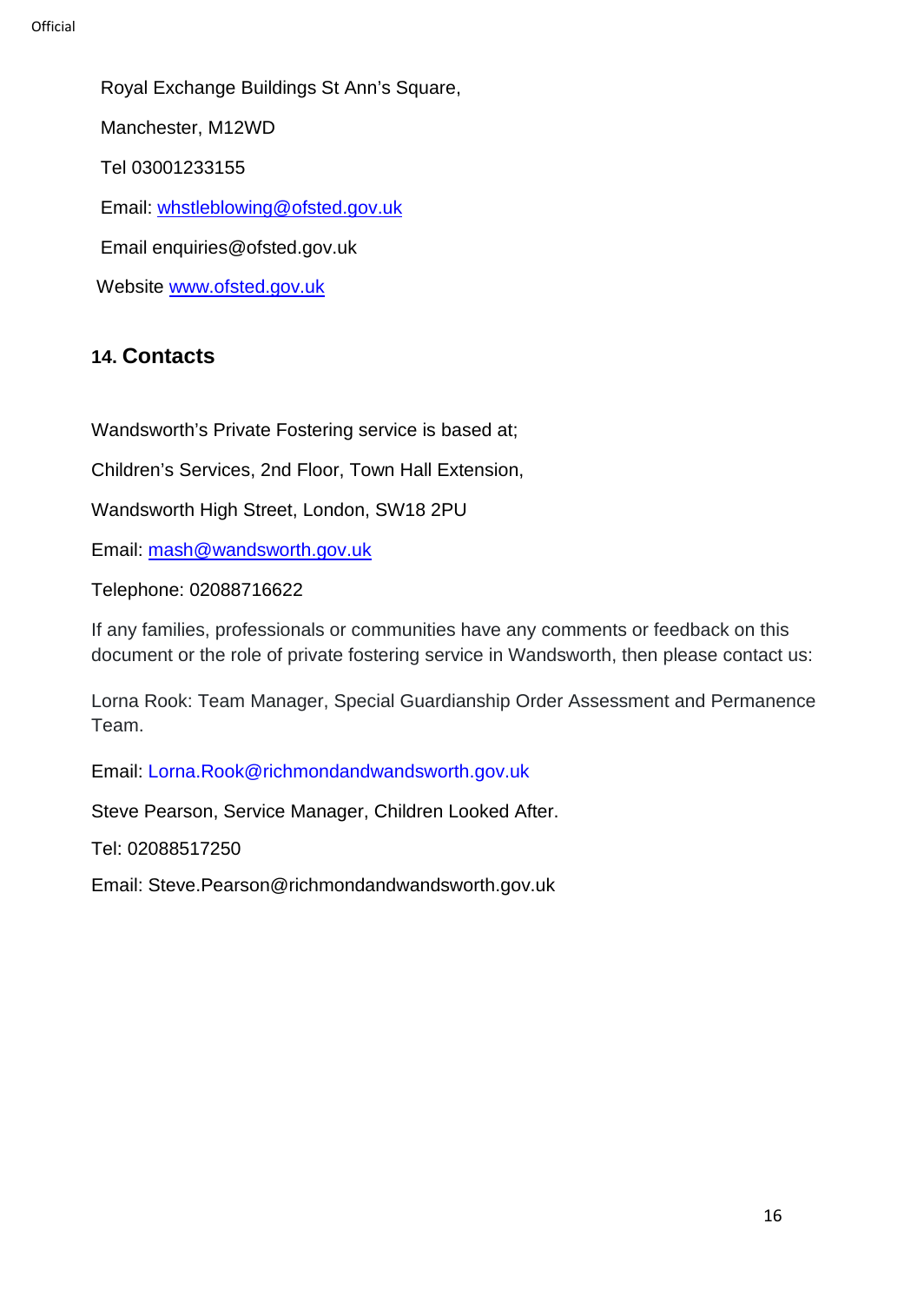Royal Exchange Buildings St Ann's Square,

Manchester, M12WD

Tel 03001233155

Email: whstleblowing@ofsted.gov.uk

Email enquiries@ofsted.gov.uk

Website www.ofsted.gov.uk

## 14. Contacts

Wandsworth's Private Fostering service is based at;

Children's Services, 2nd Floor, Town Hall Extension,

Wandsworth High Street, London, SW18 2PU

Email: mash@wandsworth.gov.uk

Telephone: 02088716622

If any families, professionals or communities have any comments or feedback on this document or the role of private fostering service in Wandsworth, then please contact us:

Lorna Rook: Team Manager, Special Guardianship Order Assessment and Permanence Team.

Email: Lorna.Rook@richmondandwandsworth.gov.uk

Steve Pearson, Service Manager, Children Looked After.

Tel: 02088517250

Email: Steve.Pearson@richmondandwandsworth.gov.uk